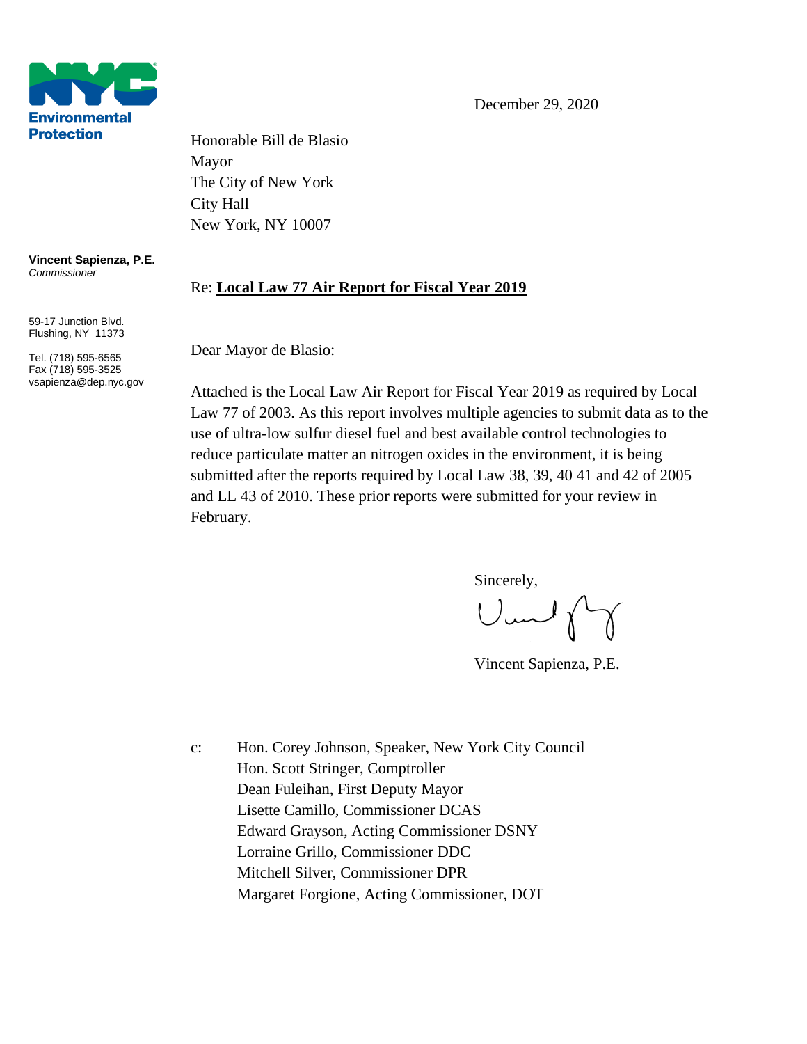**Environmental Protection**

**Vincent Sapienza, P.E.**
*Commissioner*

59-17 Junction Blvd.
Flushing, NY 11373

Tel. (718) 595-6565
Fax (718) 595-3525
vsapienza@dep.nyc.gov

December 29, 2020

Honorable Bill de Blasio
Mayor
The City of New York
City Hall
New York, NY 10007

Re: **Local Law 77 Air Report for Fiscal Year 2019**

Dear Mayor de Blasio:

Attached is the Local Law Air Report for Fiscal Year 2019 as required by Local Law 77 of 2003. As this report involves multiple agencies to submit data as to the use of ultra-low sulfur diesel fuel and best available control technologies to reduce particulate matter an nitrogen oxides in the environment, it is being submitted after the reports required by Local Law 38, 39, 40 41 and 42 of 2005 and LL 43 of 2010. These prior reports were submitted for your review in February.

Sincerely,

Vincent Sapienza, P.E.

c: Hon. Corey Johnson, Speaker, New York City Council
Hon. Scott Stringer, Comptroller
Dean Fuleihan, First Deputy Mayor
Lisette Camillo, Commissioner DCAS
Edward Grayson, Acting Commissioner DSNY
Lorraine Grillo, Commissioner DDC
Mitchell Silver, Commissioner DPR
Margaret Forgione, Acting Commissioner, DOT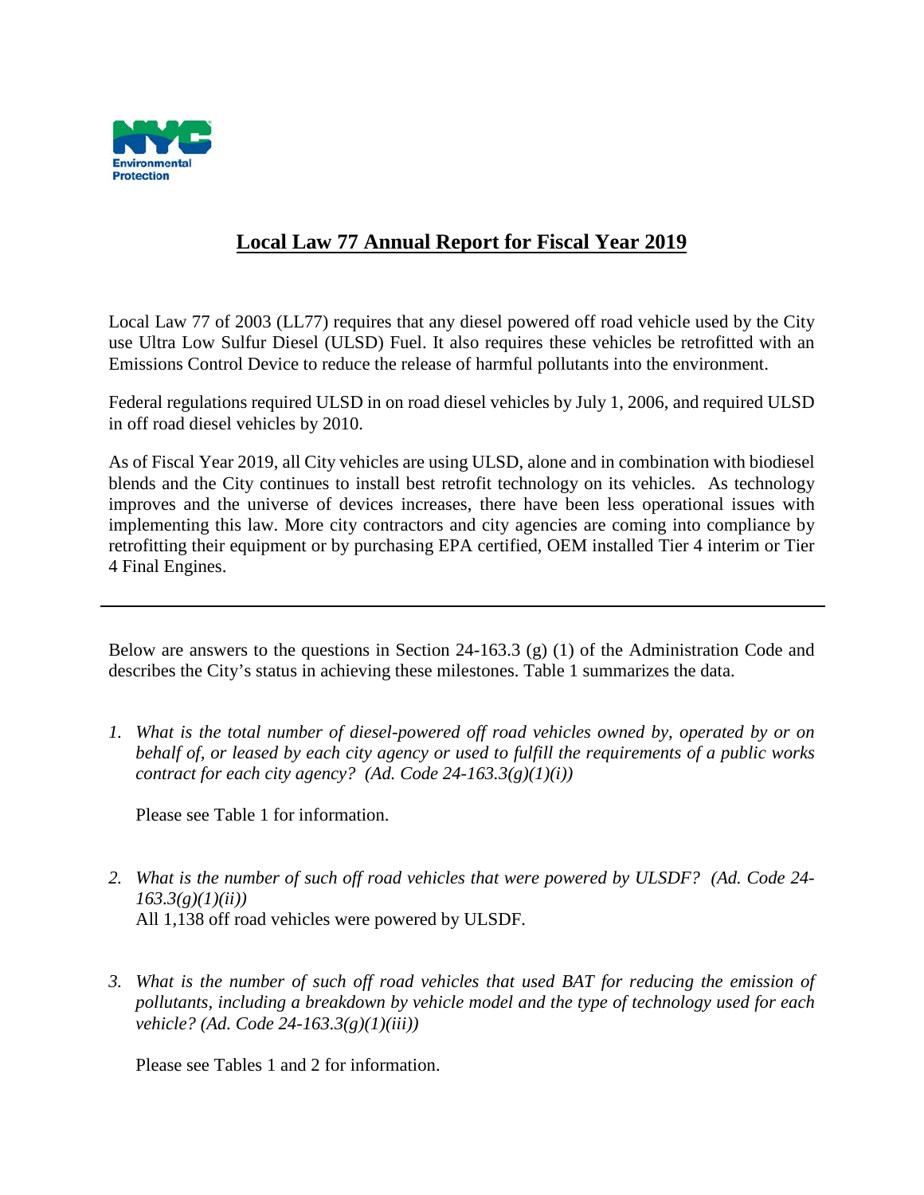# Local Law 77 Annual Report for Fiscal Year 2019

Local Law 77 of 2003 (LL77) requires that any diesel powered off road vehicle used by the City use Ultra Low Sulfur Diesel (ULSD) Fuel. It also requires these vehicles be retrofitted with an Emissions Control Device to reduce the release of harmful pollutants into the environment.

Federal regulations required ULSD in on road diesel vehicles by July 1, 2006, and required ULSD in off road diesel vehicles by 2010.

As of Fiscal Year 2019, all City vehicles are using ULSD, alone and in combination with biodiesel blends and the City continues to install best retrofit technology on its vehicles. As technology improves and the universe of devices increases, there have been less operational issues with implementing this law. More city contractors and city agencies are coming into compliance by retrofitting their equipment or by purchasing EPA certified, OEM installed Tier 4 interim or Tier 4 Final Engines.

---

Below are answers to the questions in Section 24-163.3 (g) (1) of the Administration Code and describes the City's status in achieving these milestones. Table 1 summarizes the data.

1. *What is the total number of diesel-powered off road vehicles owned by, operated by or on behalf of, or leased by each city agency or used to fulfill the requirements of a public works contract for each city agency? (Ad. Code 24-163.3(g)(1)(i))*

   Please see Table 1 for information.

2. *What is the number of such off road vehicles that were powered by ULSDF? (Ad. Code 24-163.3(g)(1)(ii))*
   All 1,138 off road vehicles were powered by ULSDF.

3. *What is the number of such off road vehicles that used BAT for reducing the emission of pollutants, including a breakdown by vehicle model and the type of technology used for each vehicle? (Ad. Code 24-163.3(g)(1)(iii))*

   Please see Tables 1 and 2 for information.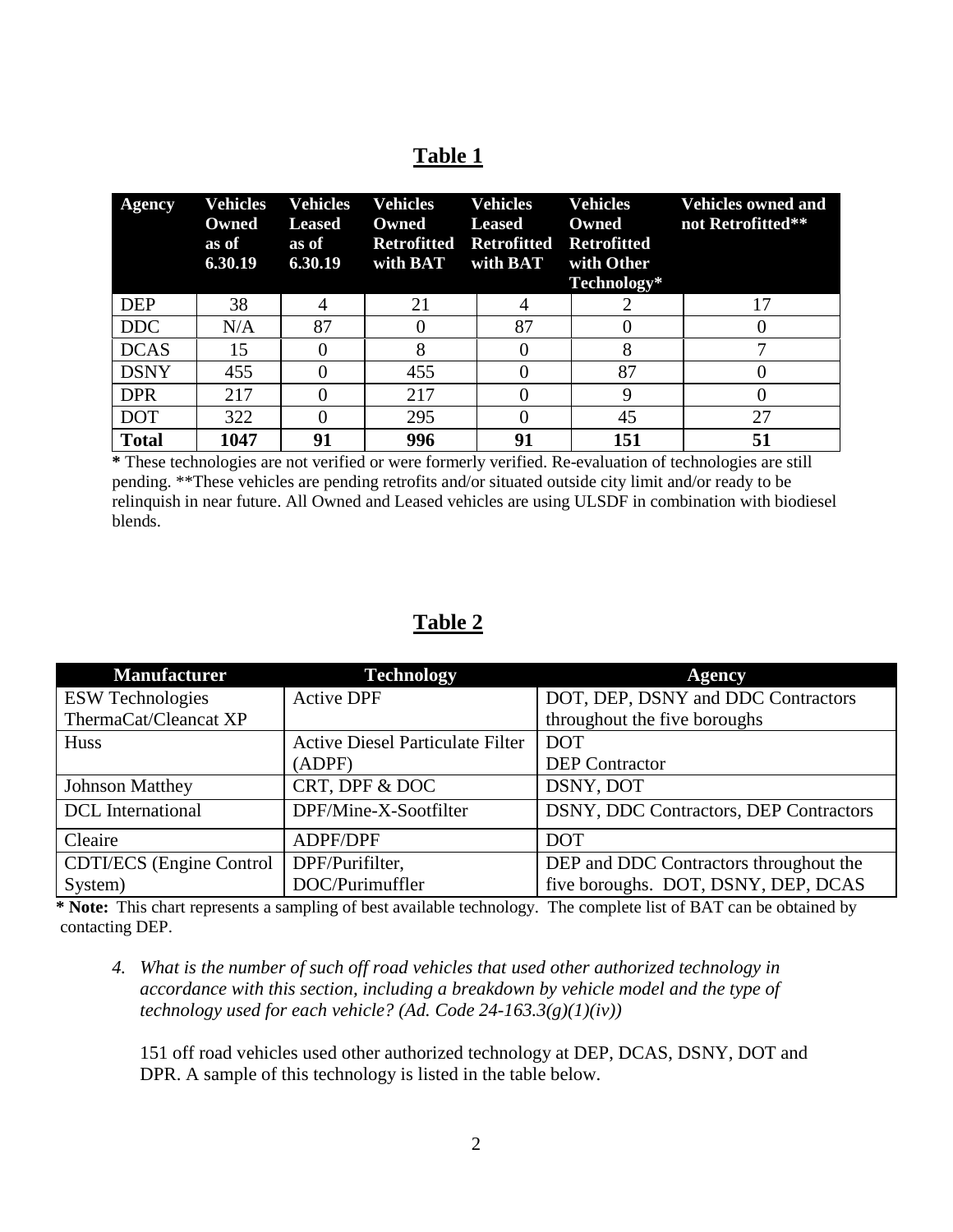## Table 1

| Agency | Vehicles Owned as of 6.30.19 | Vehicles Leased as of 6.30.19 | Vehicles Owned Retrofitted with BAT | Vehicles Leased Retrofitted with BAT | Vehicles Owned Retrofitted with Other Technology* | Vehicles owned and not Retrofitted** |
|---|---|---|---|---|---|---|
| DEP | 38 | 4 | 21 | 4 | 2 | 17 |
| DDC | N/A | 87 | 0 | 87 | 0 | 0 |
| DCAS | 15 | 0 | 8 | 0 | 8 | 7 |
| DSNY | 455 | 0 | 455 | 0 | 87 | 0 |
| DPR | 217 | 0 | 217 | 0 | 9 | 0 |
| DOT | 322 | 0 | 295 | 0 | 45 | 27 |
| **Total** | **1047** | **91** | **996** | **91** | **151** | **51** |

**\*** These technologies are not verified or were formerly verified. Re-evaluation of technologies are still pending. **These vehicles are pending retrofits and/or situated outside city limit and/or ready to be relinquish in near future. All Owned and Leased vehicles are using ULSDF in combination with biodiesel blends.

## Table 2

| Manufacturer | Technology | Agency |
|---|---|---|
| ESW Technologies ThermaCat/Cleancat XP | Active DPF | DOT, DEP, DSNY and DDC Contractors throughout the five boroughs |
| Huss | Active Diesel Particulate Filter (ADPF) | DOT<br>DEP Contractor |
| Johnson Matthey | CRT, DPF & DOC | DSNY, DOT |
| DCL International | DPF/Mine-X-Sootfilter | DSNY, DDC Contractors, DEP Contractors |
| Cleaire | ADPF/DPF | DOT |
| CDTI/ECS (Engine Control System) | DPF/Purifilter, DOC/Purimuffler | DEP and DDC Contractors throughout the five boroughs. DOT, DSNY, DEP, DCAS |

**\* Note:** This chart represents a sampling of best available technology. The complete list of BAT can be obtained by contacting DEP.

4. *What is the number of such off road vehicles that used other authorized technology in accordance with this section, including a breakdown by vehicle model and the type of technology used for each vehicle? (Ad. Code 24-163.3(g)(1)(iv))*

   151 off road vehicles used other authorized technology at DEP, DCAS, DSNY, DOT and DPR. A sample of this technology is listed in the table below.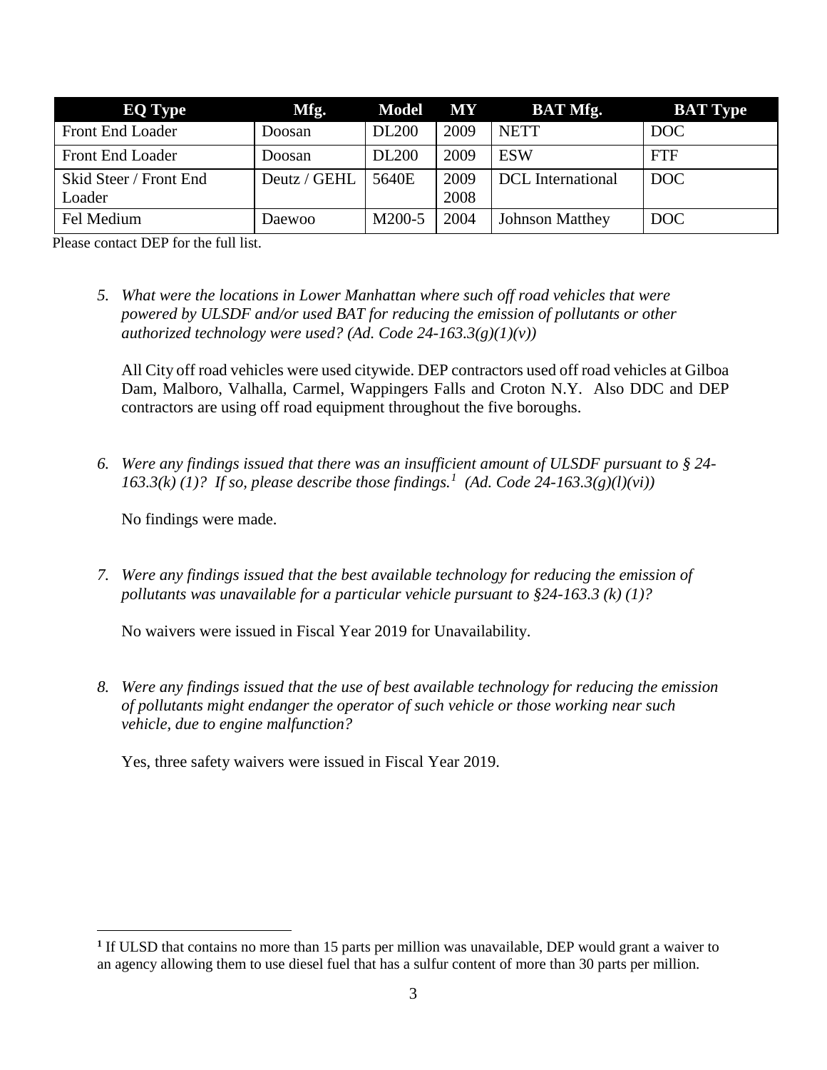| EQ Type | Mfg. | Model | MY | BAT Mfg. | BAT Type |
|---|---|---|---|---|---|
| Front End Loader | Doosan | DL200 | 2009 | NETT | DOC |
| Front End Loader | Doosan | DL200 | 2009 | ESW | FTF |
| Skid Steer / Front End Loader | Deutz / GEHL | 5640E | 2009 2008 | DCL International | DOC |
| Fel Medium | Daewoo | M200-5 | 2004 | Johnson Matthey | DOC |

Please contact DEP for the full list.

5. *What were the locations in Lower Manhattan where such off road vehicles that were powered by ULSDF and/or used BAT for reducing the emission of pollutants or other authorized technology were used? (Ad. Code 24-163.3(g)(1)(v))*

   All City off road vehicles were used citywide. DEP contractors used off road vehicles at Gilboa Dam, Malboro, Valhalla, Carmel, Wappingers Falls and Croton N.Y. Also DDC and DEP contractors are using off road equipment throughout the five boroughs.

6. *Were any findings issued that there was an insufficient amount of ULSDF pursuant to § 24-163.3(k) (1)? If so, please describe those findings.*[1] *(Ad. Code 24-163.3(g)(l)(vi))*

   No findings were made.

7. *Were any findings issued that the best available technology for reducing the emission of pollutants was unavailable for a particular vehicle pursuant to §24-163.3 (k) (1)?*

   No waivers were issued in Fiscal Year 2019 for Unavailability.

8. *Were any findings issued that the use of best available technology for reducing the emission of pollutants might endanger the operator of such vehicle or those working near such vehicle, due to engine malfunction?*

   Yes, three safety waivers were issued in Fiscal Year 2019.

---

[1] If ULSD that contains no more than 15 parts per million was unavailable, DEP would grant a waiver to an agency allowing them to use diesel fuel that has a sulfur content of more than 30 parts per million.